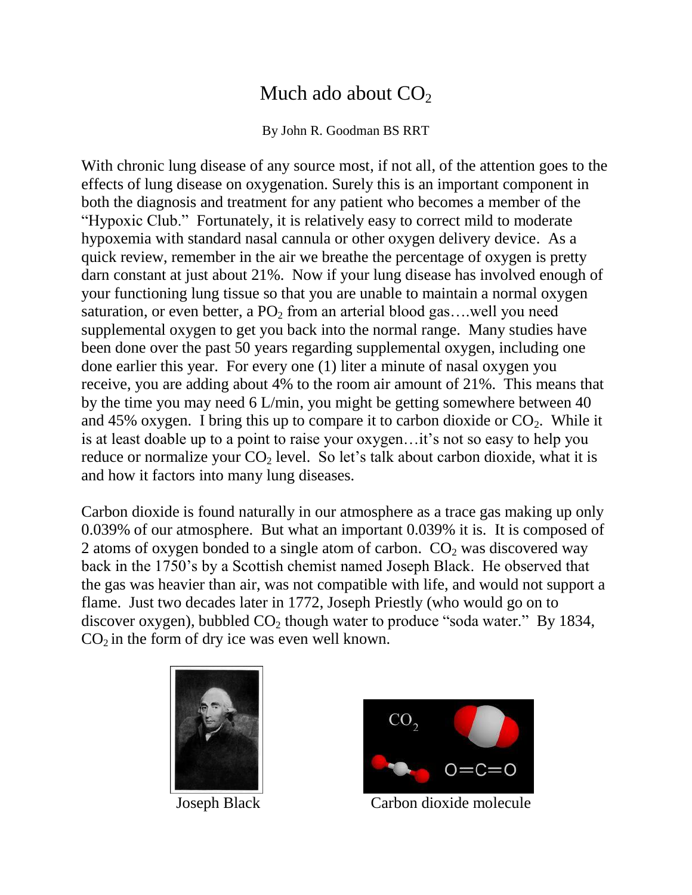# Much ado about $CO_2$

By John R. Goodman BS RRT

With chronic lung disease of any source most, if not all, of the attention goes to the effects of lung disease on oxygenation. Surely this is an important component in both the diagnosis and treatment for any patient who becomes a member of the "Hypoxic Club." Fortunately, it is relatively easy to correct mild to moderate hypoxemia with standard nasal cannula or other oxygen delivery device. As a quick review, remember in the air we breathe the percentage of oxygen is pretty darn constant at just about 21%. Now if your lung disease has involved enough of your functioning lung tissue so that you are unable to maintain a normal oxygen saturation, or even better, a $PO_2$ from an arterial blood gas….well you need supplemental oxygen to get you back into the normal range. Many studies have been done over the past 50 years regarding supplemental oxygen, including one done earlier this year. For every one (1) liter a minute of nasal oxygen you receive, you are adding about 4% to the room air amount of 21%. This means that by the time you may need 6 L/min, you might be getting somewhere between 40 and 45% oxygen. I bring this up to compare it to carbon dioxide or $CO_2$. While it is at least doable up to a point to raise your oxygen…it's not so easy to help you reduce or normalize your $CO_2$ level. So let's talk about carbon dioxide, what it is and how it factors into many lung diseases.

Carbon dioxide is found naturally in our atmosphere as a trace gas making up only 0.039% of our atmosphere. But what an important 0.039% it is. It is composed of 2 atoms of oxygen bonded to a single atom of carbon. $CO_2$ was discovered way back in the 1750's by a Scottish chemist named Joseph Black. He observed that the gas was heavier than air, was not compatible with life, and would not support a flame. Just two decades later in 1772, Joseph Priestly (who would go on to discover oxygen), bubbled $CO_2$ though water to produce "soda water." By 1834, $CO_2$ in the form of dry ice was even well known.

Joseph Black

Carbon dioxide molecule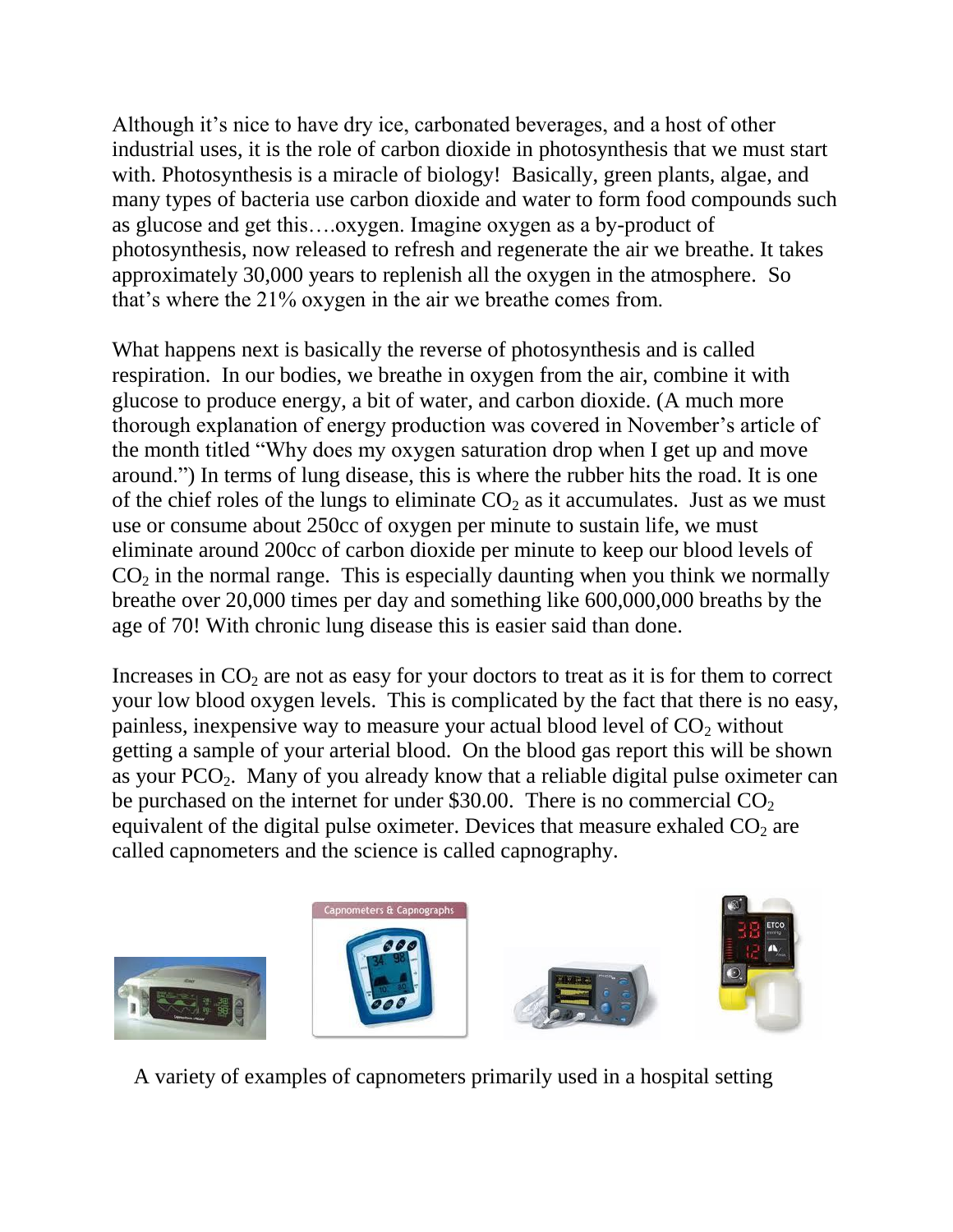Although it's nice to have dry ice, carbonated beverages, and a host of other industrial uses, it is the role of carbon dioxide in photosynthesis that we must start with. Photosynthesis is a miracle of biology! Basically, green plants, algae, and many types of bacteria use carbon dioxide and water to form food compounds such as glucose and get this….oxygen. Imagine oxygen as a by-product of photosynthesis, now released to refresh and regenerate the air we breathe. It takes approximately 30,000 years to replenish all the oxygen in the atmosphere. So that's where the 21% oxygen in the air we breathe comes from.

What happens next is basically the reverse of photosynthesis and is called respiration. In our bodies, we breathe in oxygen from the air, combine it with glucose to produce energy, a bit of water, and carbon dioxide. (A much more thorough explanation of energy production was covered in November's article of the month titled "Why does my oxygen saturation drop when I get up and move around.") In terms of lung disease, this is where the rubber hits the road. It is one of the chief roles of the lungs to eliminate $CO_2$ as it accumulates. Just as we must use or consume about 250cc of oxygen per minute to sustain life, we must eliminate around 200cc of carbon dioxide per minute to keep our blood levels of $CO_2$ in the normal range. This is especially daunting when you think we normally breathe over 20,000 times per day and something like 600,000,000 breaths by the age of 70! With chronic lung disease this is easier said than done.

Increases in $CO_2$ are not as easy for your doctors to treat as it is for them to correct your low blood oxygen levels. This is complicated by the fact that there is no easy, painless, inexpensive way to measure your actual blood level of $CO_2$ without getting a sample of your arterial blood. On the blood gas report this will be shown as your $PCO_2$. Many of you already know that a reliable digital pulse oximeter can be purchased on the internet for under $30.00. There is no commercial $CO_2$ equivalent of the digital pulse oximeter. Devices that measure exhaled $CO_2$ are called capnometers and the science is called capnography.

A variety of examples of capnometers primarily used in a hospital setting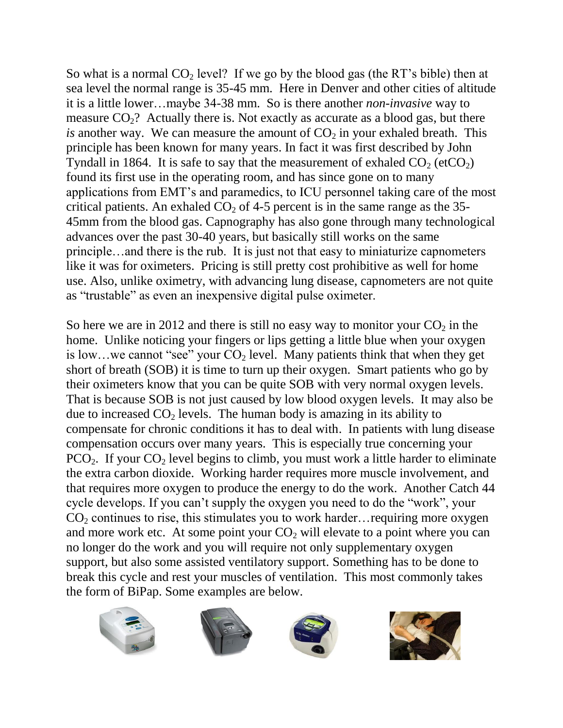So what is a normal $CO_2$ level? If we go by the blood gas (the RT's bible) then at sea level the normal range is 35-45 mm. Here in Denver and other cities of altitude it is a little lower…maybe 34-38 mm. So is there another *non-invasive* way to measure $CO_2$? Actually there is. Not exactly as accurate as a blood gas, but there *is* another way. We can measure the amount of $CO_2$ in your exhaled breath. This principle has been known for many years. In fact it was first described by John Tyndall in 1864. It is safe to say that the measurement of exhaled $CO_2$ ($etCO_2$) found its first use in the operating room, and has since gone on to many applications from EMT's and paramedics, to ICU personnel taking care of the most critical patients. An exhaled $CO_2$ of 4-5 percent is in the same range as the 35-45mm from the blood gas. Capnography has also gone through many technological advances over the past 30-40 years, but basically still works on the same principle…and there is the rub. It is just not that easy to miniaturize capnometers like it was for oximeters. Pricing is still pretty cost prohibitive as well for home use. Also, unlike oximetry, with advancing lung disease, capnometers are not quite as "trustable" as even an inexpensive digital pulse oximeter.

So here we are in 2012 and there is still no easy way to monitor your $CO_2$ in the home. Unlike noticing your fingers or lips getting a little blue when your oxygen is low…we cannot "see" your $CO_2$ level. Many patients think that when they get short of breath (SOB) it is time to turn up their oxygen. Smart patients who go by their oximeters know that you can be quite SOB with very normal oxygen levels. That is because SOB is not just caused by low blood oxygen levels. It may also be due to increased $CO_2$ levels. The human body is amazing in its ability to compensate for chronic conditions it has to deal with. In patients with lung disease compensation occurs over many years. This is especially true concerning your $PCO_2$. If your $CO_2$ level begins to climb, you must work a little harder to eliminate the extra carbon dioxide. Working harder requires more muscle involvement, and that requires more oxygen to produce the energy to do the work. Another Catch 44 cycle develops. If you can't supply the oxygen you need to do the "work", your $CO_2$ continues to rise, this stimulates you to work harder…requiring more oxygen and more work etc. At some point your $CO_2$ will elevate to a point where you can no longer do the work and you will require not only supplementary oxygen support, but also some assisted ventilatory support. Something has to be done to break this cycle and rest your muscles of ventilation. This most commonly takes the form of BiPap. Some examples are below.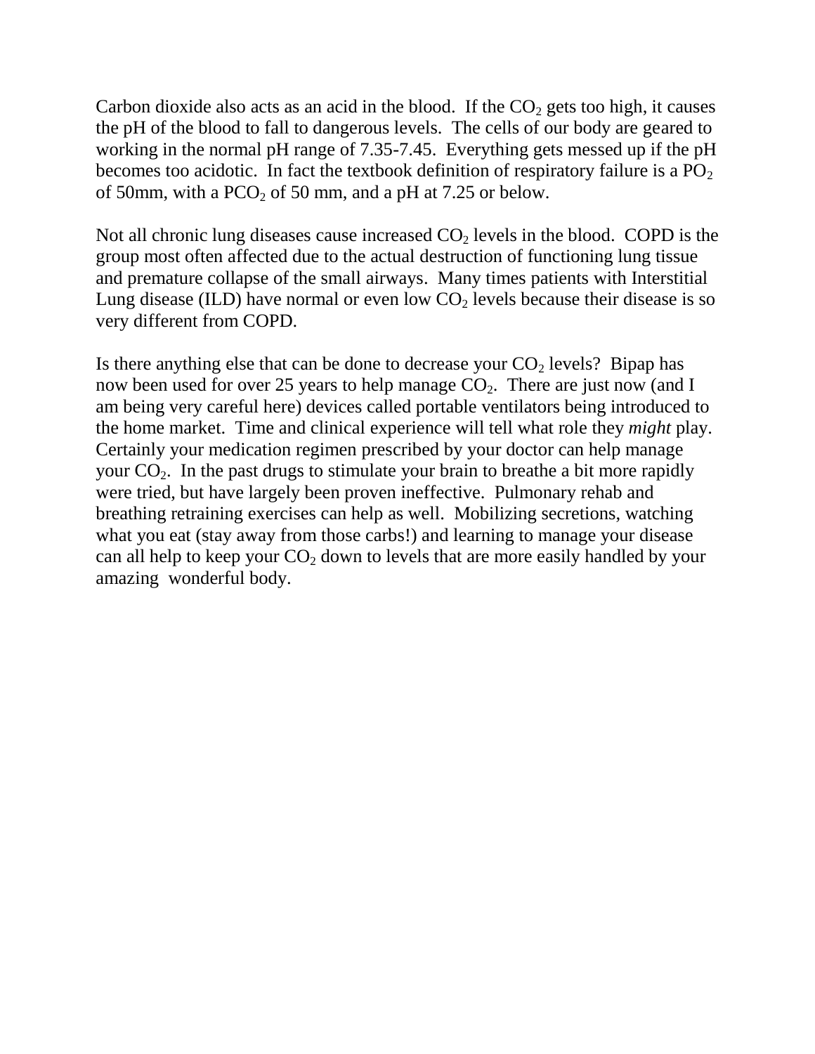Carbon dioxide also acts as an acid in the blood. If the $CO_2$ gets too high, it causes the pH of the blood to fall to dangerous levels. The cells of our body are geared to working in the normal pH range of 7.35-7.45. Everything gets messed up if the pH becomes too acidotic. In fact the textbook definition of respiratory failure is a $PO_2$ of 50mm, with a $PCO_2$ of 50 mm, and a pH at 7.25 or below.

Not all chronic lung diseases cause increased $CO_2$ levels in the blood. COPD is the group most often affected due to the actual destruction of functioning lung tissue and premature collapse of the small airways. Many times patients with Interstitial Lung disease (ILD) have normal or even low $CO_2$ levels because their disease is so very different from COPD.

Is there anything else that can be done to decrease your $CO_2$ levels? Bipap has now been used for over 25 years to help manage $CO_2$. There are just now (and I am being very careful here) devices called portable ventilators being introduced to the home market. Time and clinical experience will tell what role they *might* play. Certainly your medication regimen prescribed by your doctor can help manage your $CO_2$. In the past drugs to stimulate your brain to breathe a bit more rapidly were tried, but have largely been proven ineffective. Pulmonary rehab and breathing retraining exercises can help as well. Mobilizing secretions, watching what you eat (stay away from those carbs!) and learning to manage your disease can all help to keep your $CO_2$ down to levels that are more easily handled by your amazing wonderful body.